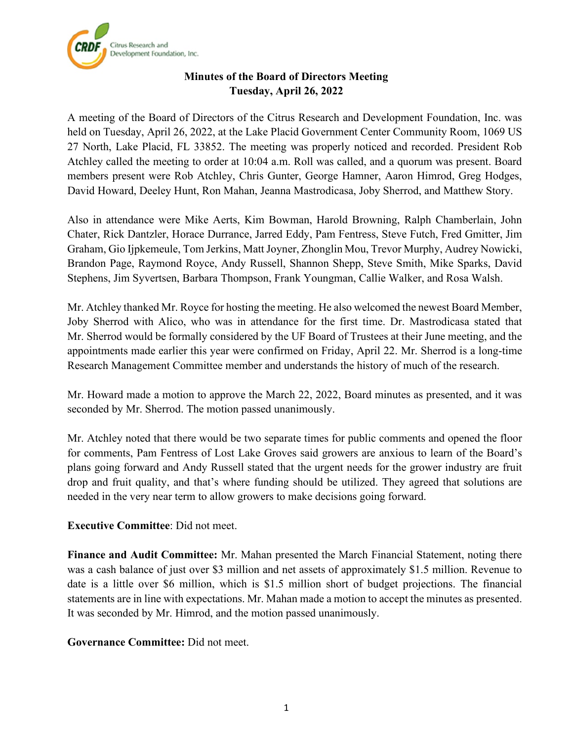**Minutes of the Board of Directors Meeting**
**Tuesday, April 26, 2022**

A meeting of the Board of Directors of the Citrus Research and Development Foundation, Inc. was held on Tuesday, April 26, 2022, at the Lake Placid Government Center Community Room, 1069 US 27 North, Lake Placid, FL 33852. The meeting was properly noticed and recorded. President Rob Atchley called the meeting to order at 10:04 a.m. Roll was called, and a quorum was present. Board members present were Rob Atchley, Chris Gunter, George Hamner, Aaron Himrod, Greg Hodges, David Howard, Deeley Hunt, Ron Mahan, Jeanna Mastrodicasa, Joby Sherrod, and Matthew Story.

Also in attendance were Mike Aerts, Kim Bowman, Harold Browning, Ralph Chamberlain, John Chater, Rick Dantzler, Horace Durrance, Jarred Eddy, Pam Fentress, Steve Futch, Fred Gmitter, Jim Graham, Gio Ijpkemeule, Tom Jerkins, Matt Joyner, Zhonglin Mou, Trevor Murphy, Audrey Nowicki, Brandon Page, Raymond Royce, Andy Russell, Shannon Shepp, Steve Smith, Mike Sparks, David Stephens, Jim Syvertsen, Barbara Thompson, Frank Youngman, Callie Walker, and Rosa Walsh.

Mr. Atchley thanked Mr. Royce for hosting the meeting. He also welcomed the newest Board Member, Joby Sherrod with Alico, who was in attendance for the first time. Dr. Mastrodicasa stated that Mr. Sherrod would be formally considered by the UF Board of Trustees at their June meeting, and the appointments made earlier this year were confirmed on Friday, April 22. Mr. Sherrod is a long-time Research Management Committee member and understands the history of much of the research.

Mr. Howard made a motion to approve the March 22, 2022, Board minutes as presented, and it was seconded by Mr. Sherrod. The motion passed unanimously.

Mr. Atchley noted that there would be two separate times for public comments and opened the floor for comments, Pam Fentress of Lost Lake Groves said growers are anxious to learn of the Board's plans going forward and Andy Russell stated that the urgent needs for the grower industry are fruit drop and fruit quality, and that's where funding should be utilized. They agreed that solutions are needed in the very near term to allow growers to make decisions going forward.

**Executive Committee**: Did not meet.

**Finance and Audit Committee:** Mr. Mahan presented the March Financial Statement, noting there was a cash balance of just over $3 million and net assets of approximately $1.5 million. Revenue to date is a little over $6 million, which is $1.5 million short of budget projections. The financial statements are in line with expectations. Mr. Mahan made a motion to accept the minutes as presented. It was seconded by Mr. Himrod, and the motion passed unanimously.

**Governance Committee:** Did not meet.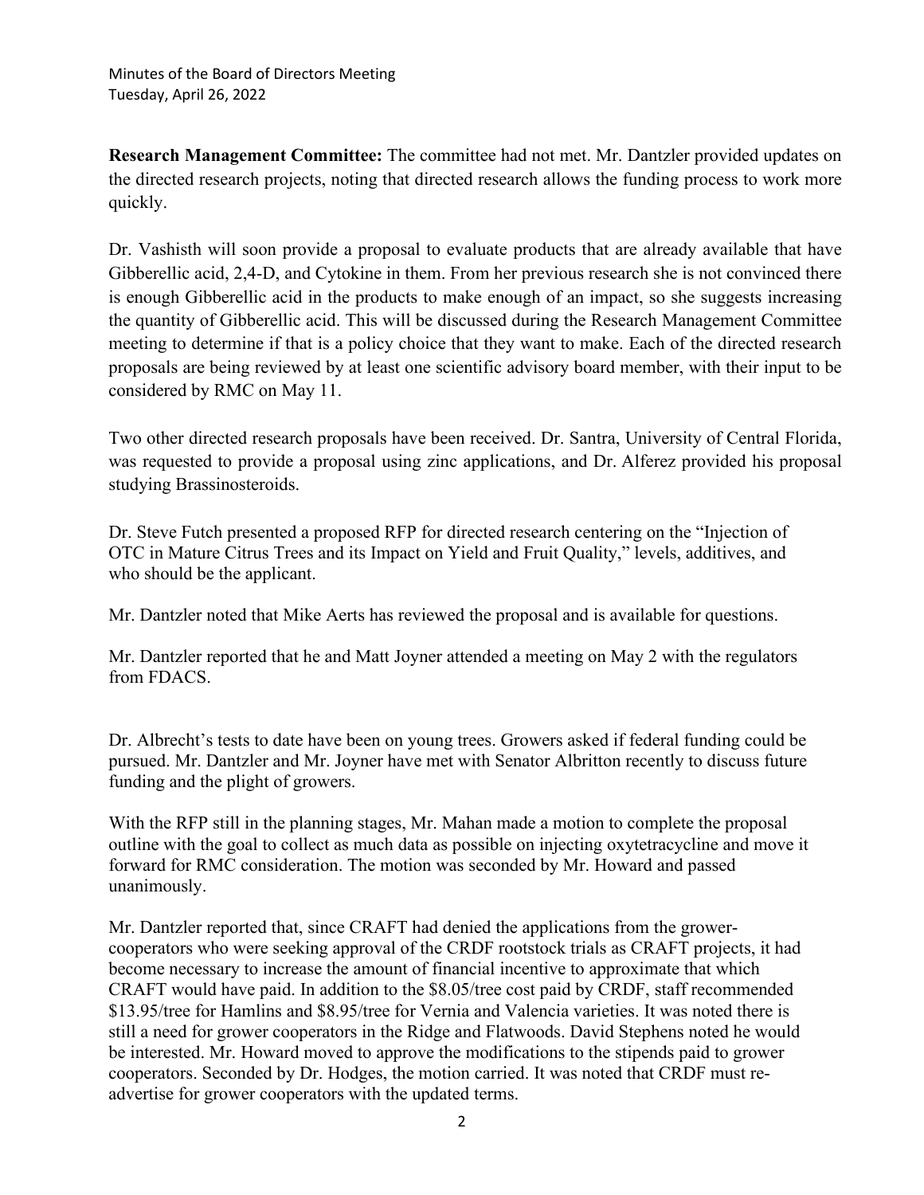**Research Management Committee:** The committee had not met. Mr. Dantzler provided updates on the directed research projects, noting that directed research allows the funding process to work more quickly.

Dr. Vashisth will soon provide a proposal to evaluate products that are already available that have Gibberellic acid, 2,4-D, and Cytokine in them. From her previous research she is not convinced there is enough Gibberellic acid in the products to make enough of an impact, so she suggests increasing the quantity of Gibberellic acid. This will be discussed during the Research Management Committee meeting to determine if that is a policy choice that they want to make. Each of the directed research proposals are being reviewed by at least one scientific advisory board member, with their input to be considered by RMC on May 11.

Two other directed research proposals have been received. Dr. Santra, University of Central Florida, was requested to provide a proposal using zinc applications, and Dr. Alferez provided his proposal studying Brassinosteroids.

Dr. Steve Futch presented a proposed RFP for directed research centering on the "Injection of OTC in Mature Citrus Trees and its Impact on Yield and Fruit Quality," levels, additives, and who should be the applicant.

Mr. Dantzler noted that Mike Aerts has reviewed the proposal and is available for questions.

Mr. Dantzler reported that he and Matt Joyner attended a meeting on May 2 with the regulators from FDACS.

Dr. Albrecht's tests to date have been on young trees. Growers asked if federal funding could be pursued. Mr. Dantzler and Mr. Joyner have met with Senator Albritton recently to discuss future funding and the plight of growers.

With the RFP still in the planning stages, Mr. Mahan made a motion to complete the proposal outline with the goal to collect as much data as possible on injecting oxytetracycline and move it forward for RMC consideration. The motion was seconded by Mr. Howard and passed unanimously.

Mr. Dantzler reported that, since CRAFT had denied the applications from the grower-cooperators who were seeking approval of the CRDF rootstock trials as CRAFT projects, it had become necessary to increase the amount of financial incentive to approximate that which CRAFT would have paid. In addition to the $8.05/tree cost paid by CRDF, staff recommended $13.95/tree for Hamlins and $8.95/tree for Vernia and Valencia varieties. It was noted there is still a need for grower cooperators in the Ridge and Flatwoods. David Stephens noted he would be interested. Mr. Howard moved to approve the modifications to the stipends paid to grower cooperators. Seconded by Dr. Hodges, the motion carried. It was noted that CRDF must re-advertise for grower cooperators with the updated terms.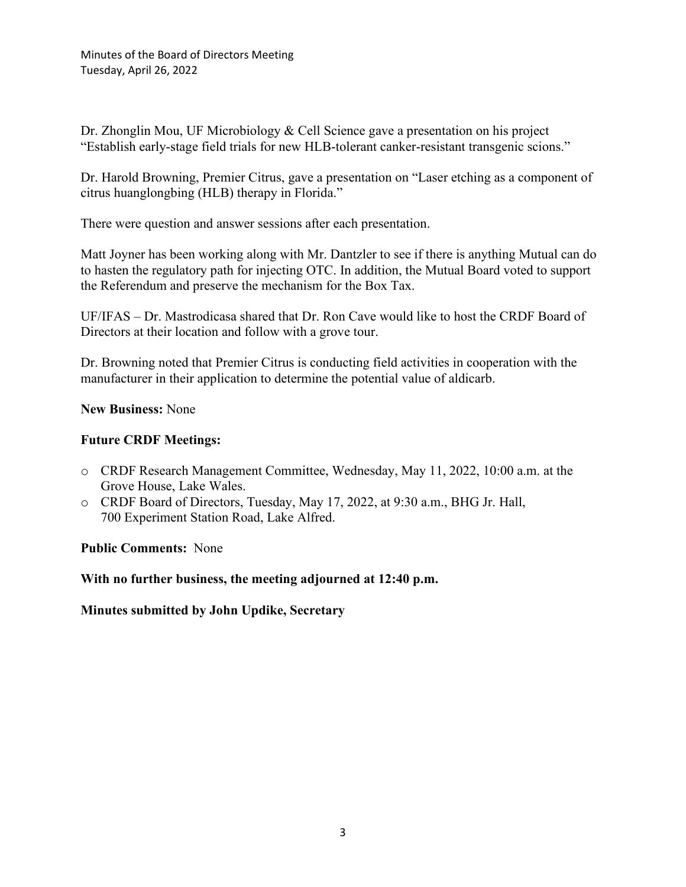Dr. Zhonglin Mou, UF Microbiology & Cell Science gave a presentation on his project "Establish early-stage field trials for new HLB-tolerant canker-resistant transgenic scions."

Dr. Harold Browning, Premier Citrus, gave a presentation on "Laser etching as a component of citrus huanglongbing (HLB) therapy in Florida."

There were question and answer sessions after each presentation.

Matt Joyner has been working along with Mr. Dantzler to see if there is anything Mutual can do to hasten the regulatory path for injecting OTC. In addition, the Mutual Board voted to support the Referendum and preserve the mechanism for the Box Tax.

UF/IFAS – Dr. Mastrodicasa shared that Dr. Ron Cave would like to host the CRDF Board of Directors at their location and follow with a grove tour.

Dr. Browning noted that Premier Citrus is conducting field activities in cooperation with the manufacturer in their application to determine the potential value of aldicarb.

**New Business:** None

**Future CRDF Meetings:**

- CRDF Research Management Committee, Wednesday, May 11, 2022, 10:00 a.m. at the Grove House, Lake Wales.
- CRDF Board of Directors, Tuesday, May 17, 2022, at 9:30 a.m., BHG Jr. Hall, 700 Experiment Station Road, Lake Alfred.

**Public Comments:** None

**With no further business, the meeting adjourned at 12:40 p.m.**

**Minutes submitted by John Updike, Secretary**